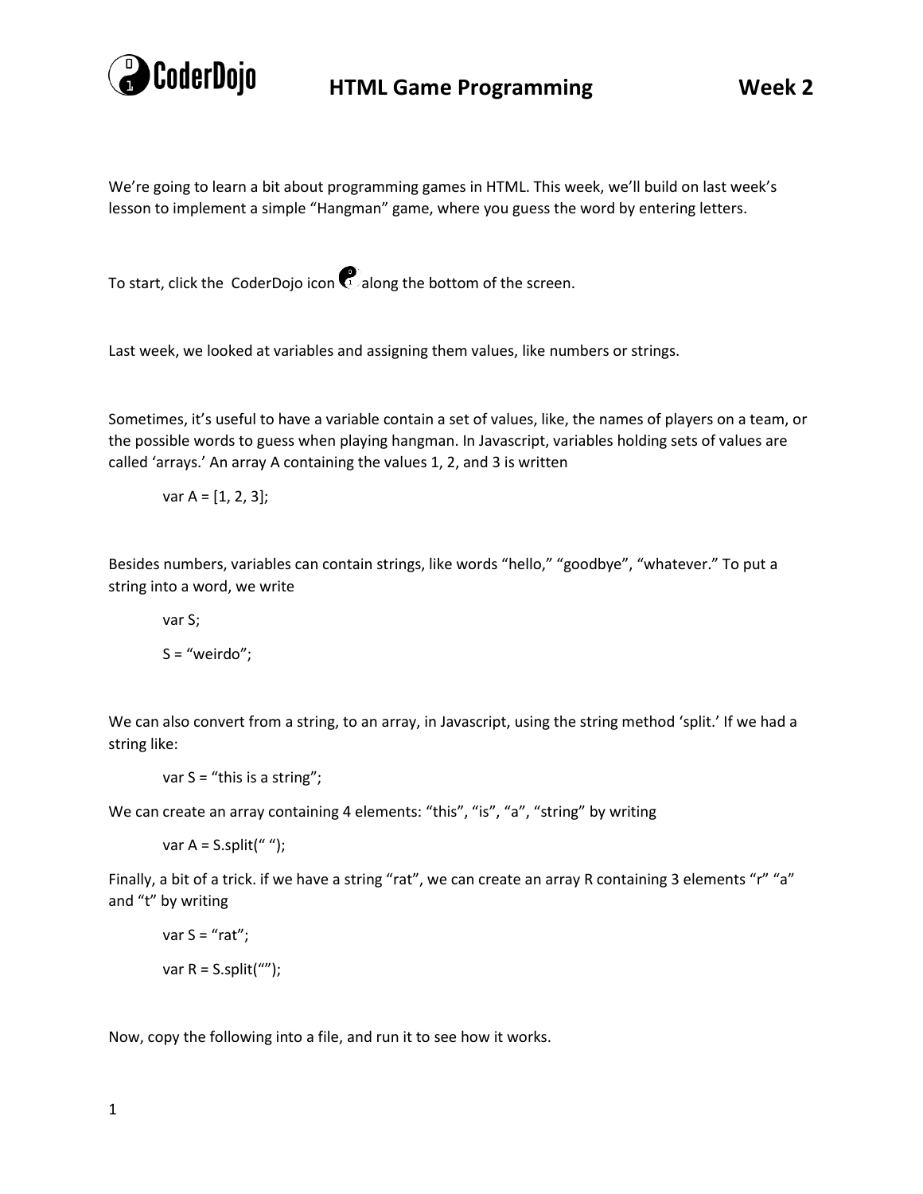# HTML Game Programming — Week 2

We're going to learn a bit about programming games in HTML. This week, we'll build on last week's lesson to implement a simple "Hangman" game, where you guess the word by entering letters.

To start, click the CoderDojo icon along the bottom of the screen.

Last week, we looked at variables and assigning them values, like numbers or strings.

Sometimes, it's useful to have a variable contain a set of values, like, the names of players on a team, or the possible words to guess when playing hangman. In Javascript, variables holding sets of values are called 'arrays.' An array A containing the values 1, 2, and 3 is written

```
var A = [1, 2, 3];
```

Besides numbers, variables can contain strings, like words "hello," "goodbye", "whatever." To put a string into a word, we write

```
var S;
S = "weirdo";
```

We can also convert from a string, to an array, in Javascript, using the string method 'split.' If we had a string like:

```
var S = "this is a string";
```

We can create an array containing 4 elements: "this", "is", "a", "string" by writing

```
var A = S.split(" ");
```

Finally, a bit of a trick. if we have a string "rat", we can create an array R containing 3 elements "r" "a" and "t" by writing

```
var S = "rat";
var R = S.split("");
```

Now, copy the following into a file, and run it to see how it works.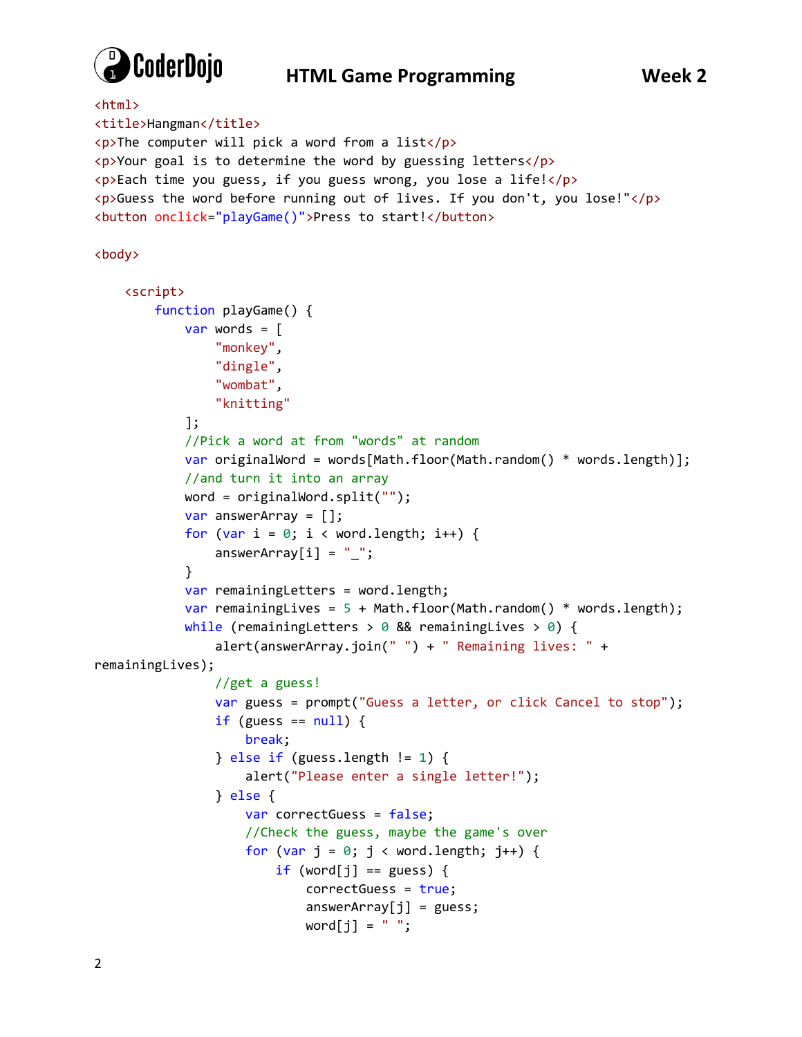```html
<html>
<title>Hangman</title>
<p>The computer will pick a word from a list</p>
<p>Your goal is to determine the word by guessing letters</p>
<p>Each time you guess, if you guess wrong, you lose a life!</p>
<p>Guess the word before running out of lives. If you don't, you lose!"</p>
<button onclick="playGame()">Press to start!</button>

<body>

    <script>
        function playGame() {
            var words = [
                "monkey",
                "dingle",
                "wombat",
                "knitting"
            ];
            //Pick a word at from "words" at random
            var originalWord = words[Math.floor(Math.random() * words.length)];
            //and turn it into an array
            word = originalWord.split("");
            var answerArray = [];
            for (var i = 0; i < word.length; i++) {
                answerArray[i] = "_";
            }
            var remainingLetters = word.length;
            var remainingLives = 5 + Math.floor(Math.random() * words.length);
            while (remainingLetters > 0 && remainingLives > 0) {
                alert(answerArray.join(" ") + " Remaining lives: " +
remainingLives);
                //get a guess!
                var guess = prompt("Guess a letter, or click Cancel to stop");
                if (guess == null) {
                    break;
                } else if (guess.length != 1) {
                    alert("Please enter a single letter!");
                } else {
                    var correctGuess = false;
                    //Check the guess, maybe the game's over
                    for (var j = 0; j < word.length; j++) {
                        if (word[j] == guess) {
                            correctGuess = true;
                            answerArray[j] = guess;
                            word[j] = " ";
```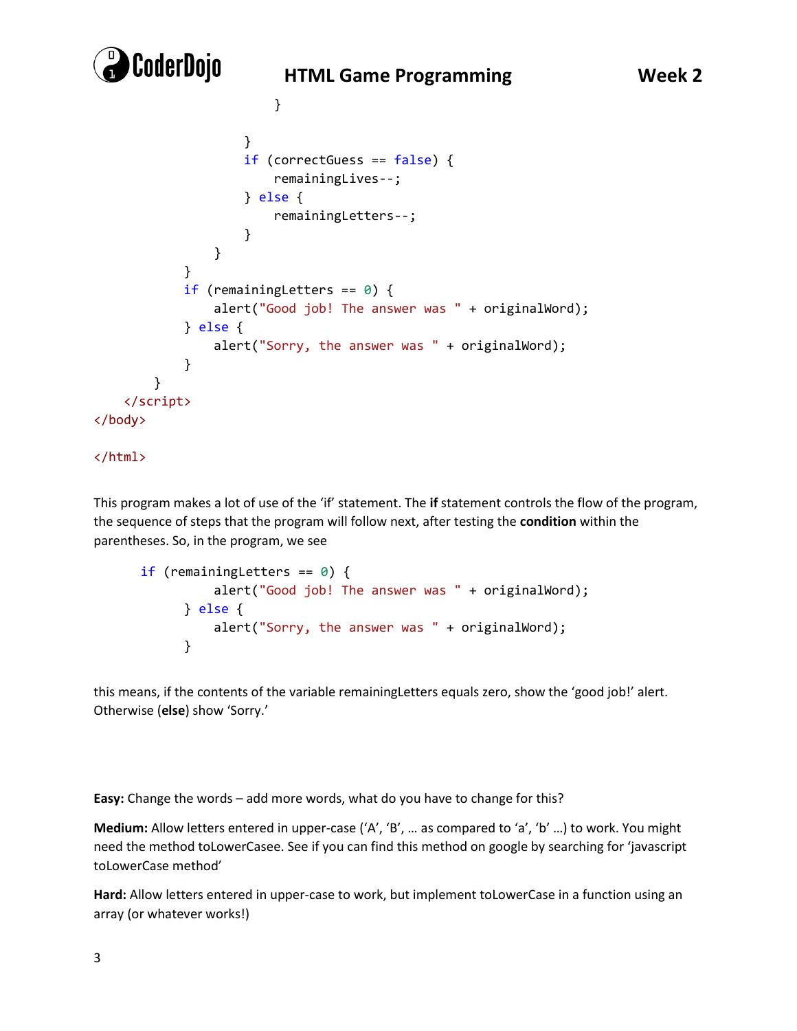```
                    }

                }
                if (correctGuess == false) {
                    remainingLives--;
                } else {
                    remainingLetters--;
                }
            }
        }
        if (remainingLetters == 0) {
            alert("Good job! The answer was " + originalWord);
        } else {
            alert("Sorry, the answer was " + originalWord);
        }
    }
    </script>
</body>

</html>
```

This program makes a lot of use of the 'if' statement. The **if** statement controls the flow of the program, the sequence of steps that the program will follow next, after testing the **condition** within the parentheses. So, in the program, we see

```
if (remainingLetters == 0) {
        alert("Good job! The answer was " + originalWord);
    } else {
        alert("Sorry, the answer was " + originalWord);
    }
```

this means, if the contents of the variable remainingLetters equals zero, show the 'good job!' alert. Otherwise (**else**) show 'Sorry.'

**Easy:** Change the words – add more words, what do you have to change for this?

**Medium:** Allow letters entered in upper-case ('A', 'B', … as compared to 'a', 'b' …) to work. You might need the method toLowerCasee. See if you can find this method on google by searching for 'javascript toLowerCase method'

**Hard:** Allow letters entered in upper-case to work, but implement toLowerCase in a function using an array (or whatever works!)